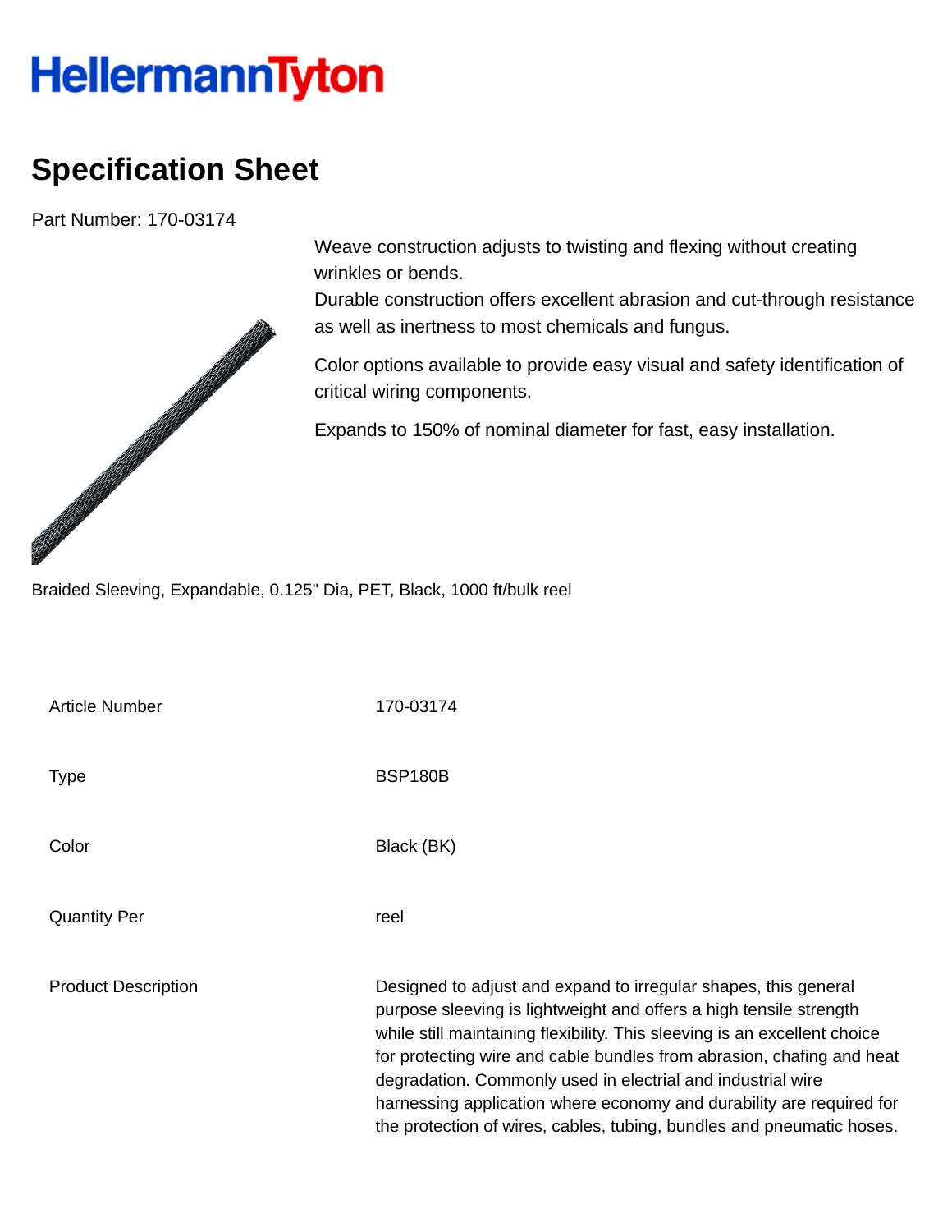HellermannTyton

# Specification Sheet

Part Number: 170-03174

Weave construction adjusts to twisting and flexing without creating wrinkles or bends.
Durable construction offers excellent abrasion and cut-through resistance as well as inertness to most chemicals and fungus.

Color options available to provide easy visual and safety identification of critical wiring components.

Expands to 150% of nominal diameter for fast, easy installation.

Braided Sleeving, Expandable, 0.125" Dia, PET, Black, 1000 ft/bulk reel

| | |
|---|---|
| Article Number | 170-03174 |
| Type | BSP180B |
| Color | Black (BK) |
| Quantity Per | reel |
| Product Description | Designed to adjust and expand to irregular shapes, this general purpose sleeving is lightweight and offers a high tensile strength while still maintaining flexibility. This sleeving is an excellent choice for protecting wire and cable bundles from abrasion, chafing and heat degradation. Commonly used in electrial and industrial wire harnessing application where economy and durability are required for the protection of wires, cables, tubing, bundles and pneumatic hoses. |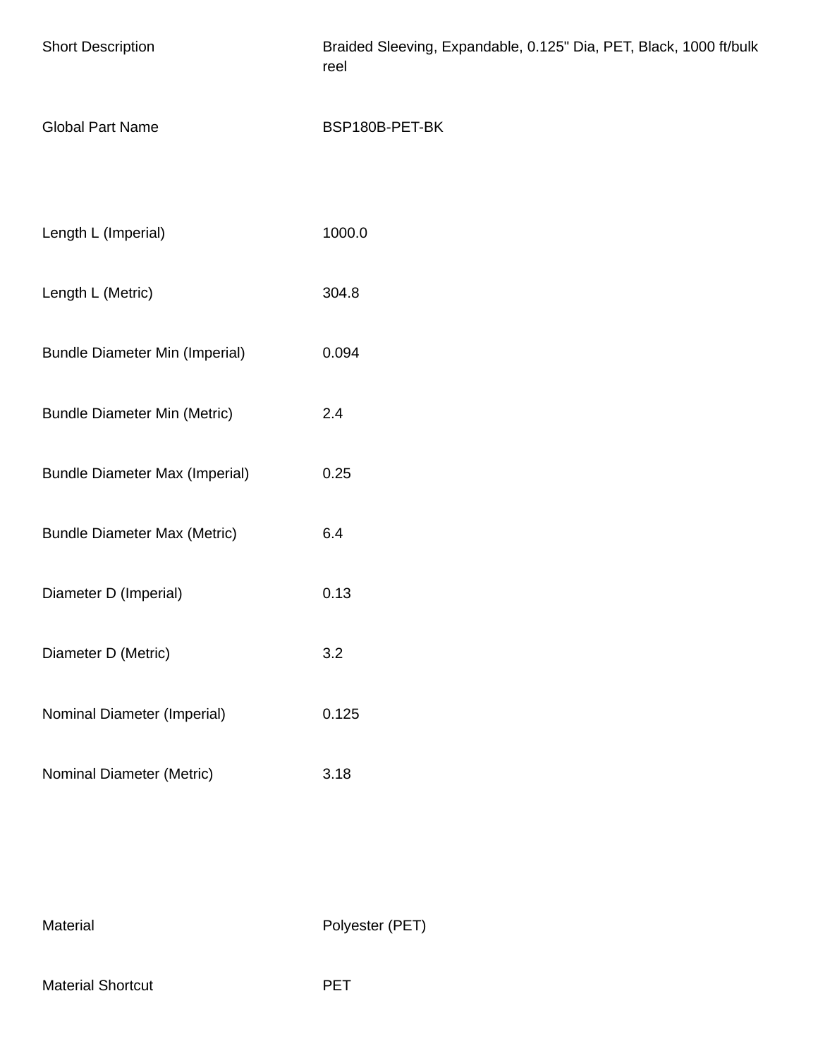| | |
|---|---|
| Short Description | Braided Sleeving, Expandable, 0.125" Dia, PET, Black, 1000 ft/bulk reel |
| Global Part Name | BSP180B-PET-BK |

| | |
|---|---|
| Length L (Imperial) | 1000.0 |
| Length L (Metric) | 304.8 |
| Bundle Diameter Min (Imperial) | 0.094 |
| Bundle Diameter Min (Metric) | 2.4 |
| Bundle Diameter Max (Imperial) | 0.25 |
| Bundle Diameter Max (Metric) | 6.4 |
| Diameter D (Imperial) | 0.13 |
| Diameter D (Metric) | 3.2 |
| Nominal Diameter (Imperial) | 0.125 |
| Nominal Diameter (Metric) | 3.18 |

| | |
|---|---|
| Material | Polyester (PET) |
| Material Shortcut | PET |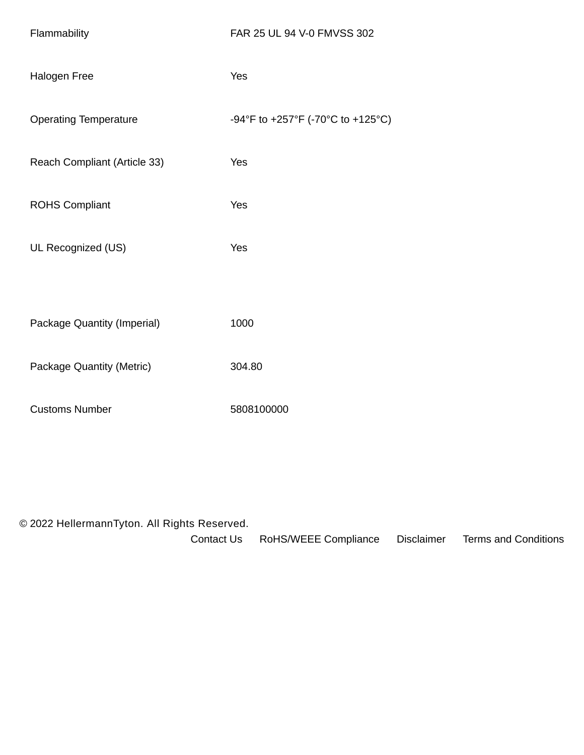| | |
|---|---|
| Flammability | FAR 25 UL 94 V-0 FMVSS 302 |
| Halogen Free | Yes |
| Operating Temperature | -94°F to +257°F (-70°C to +125°C) |
| Reach Compliant (Article 33) | Yes |
| ROHS Compliant | Yes |
| UL Recognized (US) | Yes |

| | |
|---|---|
| Package Quantity (Imperial) | 1000 |
| Package Quantity (Metric) | 304.80 |
| Customs Number | 5808100000 |

© 2022 HellermannTyton. All Rights Reserved.

Contact Us RoHS/WEEE Compliance Disclaimer Terms and Conditions